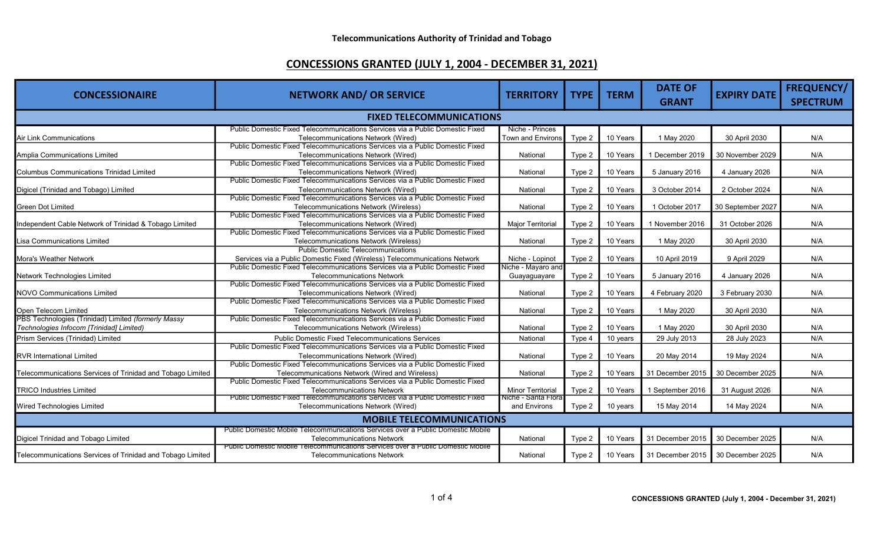**Telecommunications Authority of Trinidad and Tobago**

## CONCESSIONS GRANTED (JULY 1, 2004 - DECEMBER 31, 2021)

| CONCESSIONAIRE | NETWORK AND/ OR SERVICE | TERRITORY | TYPE | TERM | DATE OF GRANT | EXPIRY DATE | FREQUENCY/ SPECTRUM |
|---|---|---|---|---|---|---|---|
| **FIXED TELECOMMUNICATIONS** | | | | | | | |
| Air Link Communications | Public Domestic Fixed Telecommunications Services via a Public Domestic Fixed Telecommunications Network (Wired) | Niche - Princes Town and Environs | Type 2 | 10 Years | 1 May 2020 | 30 April 2030 | N/A |
| Amplia Communications Limited | Public Domestic Fixed Telecommunications Services via a Public Domestic Fixed Telecommunications Network (Wired) | National | Type 2 | 10 Years | 1 December 2019 | 30 November 2029 | N/A |
| Columbus Communications Trinidad Limited | Public Domestic Fixed Telecommunications Services via a Public Domestic Fixed Telecommunications Network (Wired) | National | Type 2 | 10 Years | 5 January 2016 | 4 January 2026 | N/A |
| Digicel (Trinidad and Tobago) Limited | Public Domestic Fixed Telecommunications Services via a Public Domestic Fixed Telecommunications Network (Wired) | National | Type 2 | 10 Years | 3 October 2014 | 2 October 2024 | N/A |
| Green Dot Limited | Public Domestic Fixed Telecommunications Services via a Public Domestic Fixed Telecommunications Network (Wireless) | National | Type 2 | 10 Years | 1 October 2017 | 30 September 2027 | N/A |
| Independent Cable Network of Trinidad & Tobago Limited | Public Domestic Fixed Telecommunications Services via a Public Domestic Fixed Telecommunications Network (Wired) | Major Territorial | Type 2 | 10 Years | 1 November 2016 | 31 October 2026 | N/A |
| Lisa Communications Limited | Public Domestic Fixed Telecommunications Services via a Public Domestic Fixed Telecommunications Network (Wireless) | National | Type 2 | 10 Years | 1 May 2020 | 30 April 2030 | N/A |
| Mora's Weather Network | Public Domestic Telecommunications Services via a Public Domestic Fixed (Wireless) Telecommunications Network | Niche - Lopinot | Type 2 | 10 Years | 10 April 2019 | 9 April 2029 | N/A |
| Network Technologies Limited | Public Domestic Fixed Telecommunications Services via a Public Domestic Fixed Telecommunications Network | Niche - Mayaro and Guayaguayare | Type 2 | 10 Years | 5 January 2016 | 4 January 2026 | N/A |
| NOVO Communications Limited | Public Domestic Fixed Telecommunications Services via a Public Domestic Fixed Telecommunications Network (Wired) | National | Type 2 | 10 Years | 4 February 2020 | 3 February 2030 | N/A |
| Open Telecom Limited | Public Domestic Fixed Telecommunications Services via a Public Domestic Fixed Telecommunications Network (Wireless) | National | Type 2 | 10 Years | 1 May 2020 | 30 April 2030 | N/A |
| PBS Technologies (Trinidad) Limited *(formerly Massy Technologies Infocom [Trinidad] Limited)* | Public Domestic Fixed Telecommunications Services via a Public Domestic Fixed Telecommunications Network (Wireless) | National | Type 2 | 10 Years | 1 May 2020 | 30 April 2030 | N/A |
| Prism Services (Trinidad) Limited | Public Domestic Fixed Telecommunications Services | National | Type 4 | 10 years | 29 July 2013 | 28 July 2023 | N/A |
| RVR International Limited | Public Domestic Fixed Telecommunications Services via a Public Domestic Fixed Telecommunications Network (Wired) | National | Type 2 | 10 Years | 20 May 2014 | 19 May 2024 | N/A |
| Telecommunications Services of Trinidad and Tobago Limited | Public Domestic Fixed Telecommunications Services via a Public Domestic Fixed Telecommunications Network (Wired and Wireless) | National | Type 2 | 10 Years | 31 December 2015 | 30 December 2025 | N/A |
| TRICO Industries Limited | Public Domestic Fixed Telecommunications Services via a Public Domestic Fixed Telecommunications Network | Minor Territorial | Type 2 | 10 Years | 1 September 2016 | 31 August 2026 | N/A |
| Wired Technologies Limited | Public Domestic Fixed Telecommunications Services via a Public Domestic Fixed Telecommunications Network (Wired) | Niche - Santa Flora and Environs | Type 2 | 10 years | 15 May 2014 | 14 May 2024 | N/A |
| **MOBILE TELECOMMUNICATIONS** | | | | | | | |
| Digicel Trinidad and Tobago Limited | Public Domestic Mobile Telecommunications Services over a Public Domestic Mobile Telecommunications Network | National | Type 2 | 10 Years | 31 December 2015 | 30 December 2025 | N/A |
| Telecommunications Services of Trinidad and Tobago Limited | Public Domestic Mobile Telecommunications Services over a Public Domestic Mobile Telecommunications Network | National | Type 2 | 10 Years | 31 December 2015 | 30 December 2025 | N/A |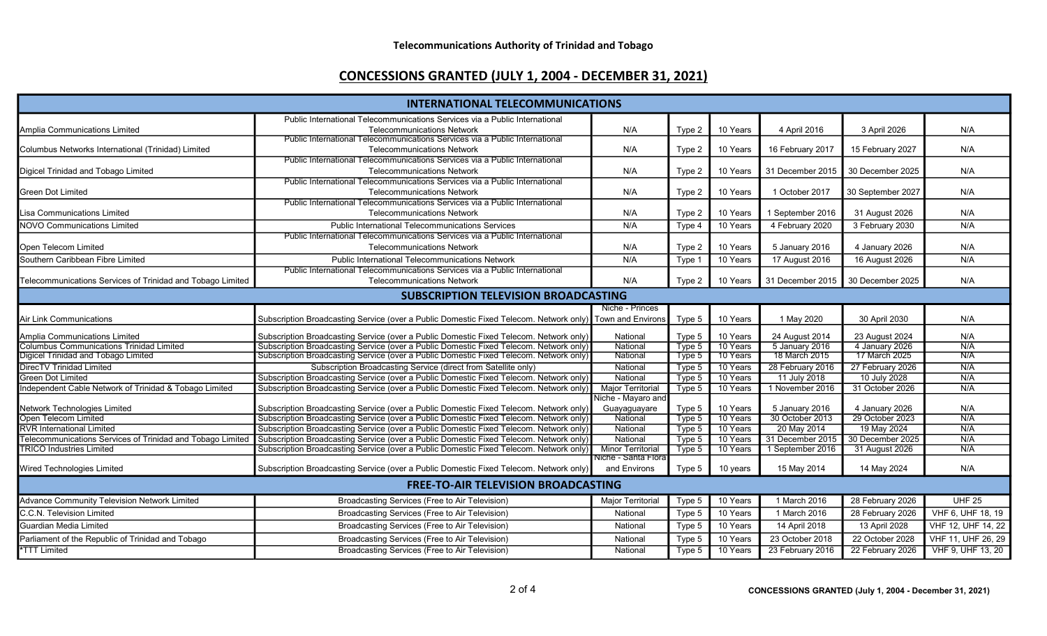**Telecommunications Authority of Trinidad and Tobago**

## CONCESSIONS GRANTED (JULY 1, 2004 - DECEMBER 31, 2021)

| INTERNATIONAL TELECOMMUNICATIONS | | | | | | | |
|---|---|---|---|---|---|---|---|
| Amplia Communications Limited | Public International Telecommunications Services via a Public International Telecommunications Network | N/A | Type 2 | 10 Years | 4 April 2016 | 3 April 2026 | N/A |
| Columbus Networks International (Trinidad) Limited | Public International Telecommunications Services via a Public International Telecommunications Network | N/A | Type 2 | 10 Years | 16 February 2017 | 15 February 2027 | N/A |
| Digicel Trinidad and Tobago Limited | Public International Telecommunications Services via a Public International Telecommunications Network | N/A | Type 2 | 10 Years | 31 December 2015 | 30 December 2025 | N/A |
| Green Dot Limited | Public International Telecommunications Services via a Public International Telecommunications Network | N/A | Type 2 | 10 Years | 1 October 2017 | 30 September 2027 | N/A |
| Lisa Communications Limited | Public International Telecommunications Services via a Public International Telecommunications Network | N/A | Type 2 | 10 Years | 1 September 2016 | 31 August 2026 | N/A |
| NOVO Communications Limited | Public International Telecommunications Services | N/A | Type 4 | 10 Years | 4 February 2020 | 3 February 2030 | N/A |
| Open Telecom Limited | Public International Telecommunications Services via a Public International Telecommunications Network | N/A | Type 2 | 10 Years | 5 January 2016 | 4 January 2026 | N/A |
| Southern Caribbean Fibre Limited | Public International Telecommunications Network | N/A | Type 1 | 10 Years | 17 August 2016 | 16 August 2026 | N/A |
| Telecommunications Services of Trinidad and Tobago Limited | Public International Telecommunications Services via a Public International Telecommunications Network | N/A | Type 2 | 10 Years | 31 December 2015 | 30 December 2025 | N/A |
| **SUBSCRIPTION TELEVISION BROADCASTING** | | | | | | | |
| Air Link Communications | Subscription Broadcasting Service (over a Public Domestic Fixed Telecom. Network only) | Niche - Princes Town and Environs | Type 5 | 10 Years | 1 May 2020 | 30 April 2030 | N/A |
| Amplia Communications Limited | Subscription Broadcasting Service (over a Public Domestic Fixed Telecom. Network only) | National | Type 5 | 10 Years | 24 August 2014 | 23 August 2024 | N/A |
| Columbus Communications Trinidad Limited | Subscription Broadcasting Service (over a Public Domestic Fixed Telecom. Network only) | National | Type 5 | 10 Years | 5 January 2016 | 4 January 2026 | N/A |
| Digicel Trinidad and Tobago Limited | Subscription Broadcasting Service (over a Public Domestic Fixed Telecom. Network only) | National | Type 5 | 10 Years | 18 March 2015 | 17 March 2025 | N/A |
| DirecTV Trinidad Limited | Subscription Broadcasting Service (direct from Satellite only) | National | Type 5 | 10 Years | 28 February 2016 | 27 February 2026 | N/A |
| Green Dot Limited | Subscription Broadcasting Service (over a Public Domestic Fixed Telecom. Network only) | National | Type 5 | 10 Years | 11 July 2018 | 10 July 2028 | N/A |
| Independent Cable Network of Trinidad & Tobago Limited | Subscription Broadcasting Service (over a Public Domestic Fixed Telecom. Network only) | Major Territorial | Type 5 | 10 Years | 1 November 2016 | 31 October 2026 | N/A |
| Network Technologies Limited | Subscription Broadcasting Service (over a Public Domestic Fixed Telecom. Network only) | Niche - Mayaro and Guayaguayare | Type 5 | 10 Years | 5 January 2016 | 4 January 2026 | N/A |
| Open Telecom Limited | Subscription Broadcasting Service (over a Public Domestic Fixed Telecom. Network only) | National | Type 5 | 10 Years | 30 October 2013 | 29 October 2023 | N/A |
| RVR International Limited | Subscription Broadcasting Service (over a Public Domestic Fixed Telecom. Network only) | National | Type 5 | 10 Years | 20 May 2014 | 19 May 2024 | N/A |
| Telecommunications Services of Trinidad and Tobago Limited | Subscription Broadcasting Service (over a Public Domestic Fixed Telecom. Network only) | National | Type 5 | 10 Years | 31 December 2015 | 30 December 2025 | N/A |
| TRICO Industries Limited | Subscription Broadcasting Service (over a Public Domestic Fixed Telecom. Network only) | Minor Territorial | Type 5 | 10 Years | 1 September 2016 | 31 August 2026 | N/A |
| Wired Technologies Limited | Subscription Broadcasting Service (over a Public Domestic Fixed Telecom. Network only) | Niche - Santa Flora and Environs | Type 5 | 10 years | 15 May 2014 | 14 May 2024 | N/A |
| **FREE-TO-AIR TELEVISION BROADCASTING** | | | | | | | |
| Advance Community Television Network Limited | Broadcasting Services (Free to Air Television) | Major Territorial | Type 5 | 10 Years | 1 March 2016 | 28 February 2026 | UHF 25 |
| C.C.N. Television Limited | Broadcasting Services (Free to Air Television) | National | Type 5 | 10 Years | 1 March 2016 | 28 February 2026 | VHF 6, UHF 18, 19 |
| Guardian Media Limited | Broadcasting Services (Free to Air Television) | National | Type 5 | 10 Years | 14 April 2018 | 13 April 2028 | VHF 12, UHF 14, 22 |
| Parliament of the Republic of Trinidad and Tobago | Broadcasting Services (Free to Air Television) | National | Type 5 | 10 Years | 23 October 2018 | 22 October 2028 | VHF 11, UHF 26, 29 |
| *TTT Limited | Broadcasting Services (Free to Air Television) | National | Type 5 | 10 Years | 23 February 2016 | 22 February 2026 | VHF 9, UHF 13, 20 |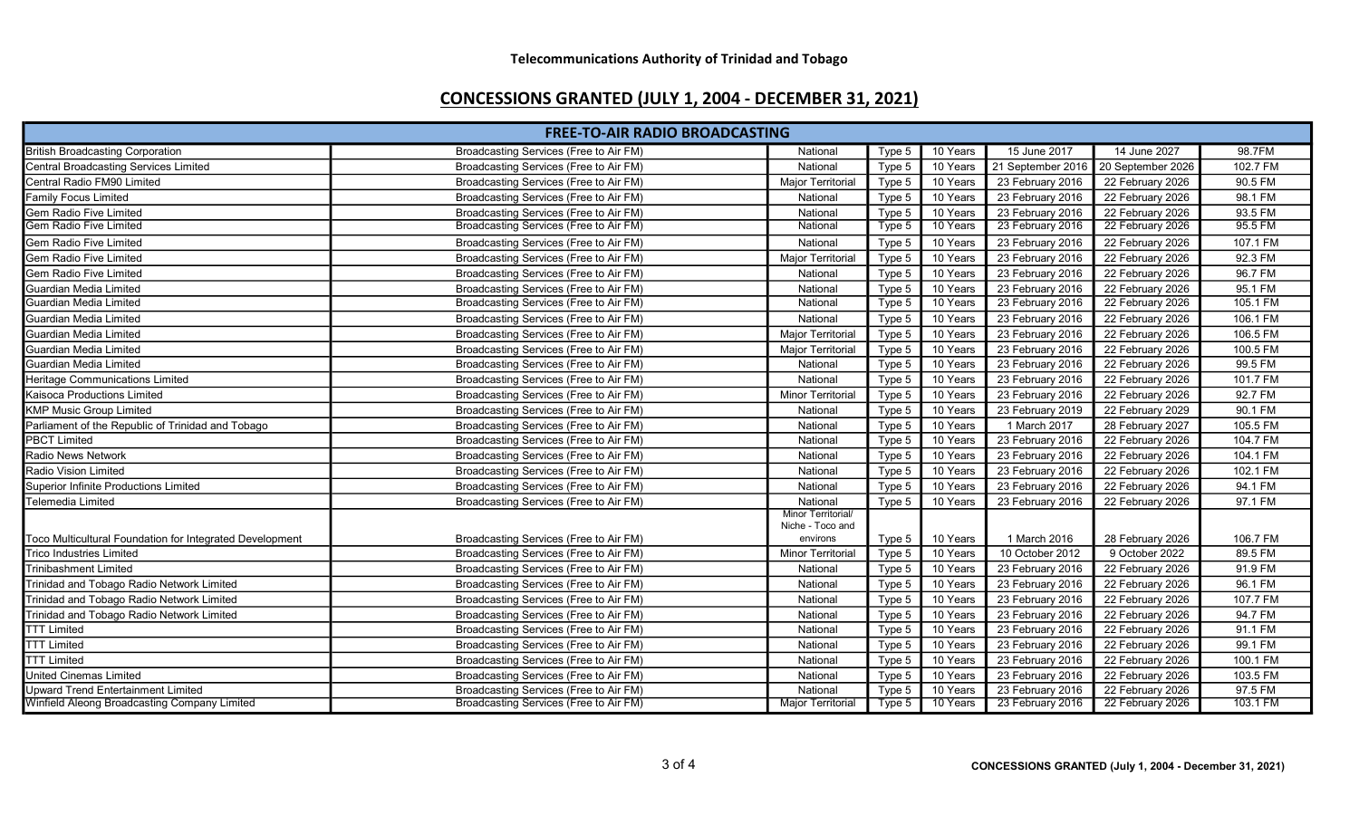**Telecommunications Authority of Trinidad and Tobago**

## CONCESSIONS GRANTED (JULY 1, 2004 - DECEMBER 31, 2021)

| FREE-TO-AIR RADIO BROADCASTING | | | | | | | |
|---|---|---|---|---|---|---|---|
| British Broadcasting Corporation | Broadcasting Services (Free to Air FM) | National | Type 5 | 10 Years | 15 June 2017 | 14 June 2027 | 98.7FM |
| Central Broadcasting Services Limited | Broadcasting Services (Free to Air FM) | National | Type 5 | 10 Years | 21 September 2016 | 20 September 2026 | 102.7 FM |
| Central Radio FM90 Limited | Broadcasting Services (Free to Air FM) | Major Territorial | Type 5 | 10 Years | 23 February 2016 | 22 February 2026 | 90.5 FM |
| Family Focus Limited | Broadcasting Services (Free to Air FM) | National | Type 5 | 10 Years | 23 February 2016 | 22 February 2026 | 98.1 FM |
| Gem Radio Five Limited | Broadcasting Services (Free to Air FM) | National | Type 5 | 10 Years | 23 February 2016 | 22 February 2026 | 93.5 FM |
| Gem Radio Five Limited | Broadcasting Services (Free to Air FM) | National | Type 5 | 10 Years | 23 February 2016 | 22 February 2026 | 95.5 FM |
| Gem Radio Five Limited | Broadcasting Services (Free to Air FM) | National | Type 5 | 10 Years | 23 February 2016 | 22 February 2026 | 107.1 FM |
| Gem Radio Five Limited | Broadcasting Services (Free to Air FM) | Major Territorial | Type 5 | 10 Years | 23 February 2016 | 22 February 2026 | 92.3 FM |
| Gem Radio Five Limited | Broadcasting Services (Free to Air FM) | National | Type 5 | 10 Years | 23 February 2016 | 22 February 2026 | 96.7 FM |
| Guardian Media Limited | Broadcasting Services (Free to Air FM) | National | Type 5 | 10 Years | 23 February 2016 | 22 February 2026 | 95.1 FM |
| Guardian Media Limited | Broadcasting Services (Free to Air FM) | National | Type 5 | 10 Years | 23 February 2016 | 22 February 2026 | 105.1 FM |
| Guardian Media Limited | Broadcasting Services (Free to Air FM) | National | Type 5 | 10 Years | 23 February 2016 | 22 February 2026 | 106.1 FM |
| Guardian Media Limited | Broadcasting Services (Free to Air FM) | Major Territorial | Type 5 | 10 Years | 23 February 2016 | 22 February 2026 | 106.5 FM |
| Guardian Media Limited | Broadcasting Services (Free to Air FM) | Major Territorial | Type 5 | 10 Years | 23 February 2016 | 22 February 2026 | 100.5 FM |
| Guardian Media Limited | Broadcasting Services (Free to Air FM) | National | Type 5 | 10 Years | 23 February 2016 | 22 February 2026 | 99.5 FM |
| Heritage Communications Limited | Broadcasting Services (Free to Air FM) | National | Type 5 | 10 Years | 23 February 2016 | 22 February 2026 | 101.7 FM |
| Kaisoca Productions Limited | Broadcasting Services (Free to Air FM) | Minor Territorial | Type 5 | 10 Years | 23 February 2016 | 22 February 2026 | 92.7 FM |
| KMP Music Group Limited | Broadcasting Services (Free to Air FM) | National | Type 5 | 10 Years | 23 February 2019 | 22 February 2029 | 90.1 FM |
| Parliament of the Republic of Trinidad and Tobago | Broadcasting Services (Free to Air FM) | National | Type 5 | 10 Years | 1 March 2017 | 28 February 2027 | 105.5 FM |
| PBCT Limited | Broadcasting Services (Free to Air FM) | National | Type 5 | 10 Years | 23 February 2016 | 22 February 2026 | 104.7 FM |
| Radio News Network | Broadcasting Services (Free to Air FM) | National | Type 5 | 10 Years | 23 February 2016 | 22 February 2026 | 104.1 FM |
| Radio Vision Limited | Broadcasting Services (Free to Air FM) | National | Type 5 | 10 Years | 23 February 2016 | 22 February 2026 | 102.1 FM |
| Superior Infinite Productions Limited | Broadcasting Services (Free to Air FM) | National | Type 5 | 10 Years | 23 February 2016 | 22 February 2026 | 94.1 FM |
| Telemedia Limited | Broadcasting Services (Free to Air FM) | National | Type 5 | 10 Years | 23 February 2016 | 22 February 2026 | 97.1 FM |
| Toco Multicultural Foundation for Integrated Development | Broadcasting Services (Free to Air FM) | Minor Territorial/ Niche - Toco and environs | Type 5 | 10 Years | 1 March 2016 | 28 February 2026 | 106.7 FM |
| Trico Industries Limited | Broadcasting Services (Free to Air FM) | Minor Territorial | Type 5 | 10 Years | 10 October 2012 | 9 October 2022 | 89.5 FM |
| Trinibashment Limited | Broadcasting Services (Free to Air FM) | National | Type 5 | 10 Years | 23 February 2016 | 22 February 2026 | 91.9 FM |
| Trinidad and Tobago Radio Network Limited | Broadcasting Services (Free to Air FM) | National | Type 5 | 10 Years | 23 February 2016 | 22 February 2026 | 96.1 FM |
| Trinidad and Tobago Radio Network Limited | Broadcasting Services (Free to Air FM) | National | Type 5 | 10 Years | 23 February 2016 | 22 February 2026 | 107.7 FM |
| Trinidad and Tobago Radio Network Limited | Broadcasting Services (Free to Air FM) | National | Type 5 | 10 Years | 23 February 2016 | 22 February 2026 | 94.7 FM |
| TTT Limited | Broadcasting Services (Free to Air FM) | National | Type 5 | 10 Years | 23 February 2016 | 22 February 2026 | 91.1 FM |
| TTT Limited | Broadcasting Services (Free to Air FM) | National | Type 5 | 10 Years | 23 February 2016 | 22 February 2026 | 99.1 FM |
| TTT Limited | Broadcasting Services (Free to Air FM) | National | Type 5 | 10 Years | 23 February 2016 | 22 February 2026 | 100.1 FM |
| United Cinemas Limited | Broadcasting Services (Free to Air FM) | National | Type 5 | 10 Years | 23 February 2016 | 22 February 2026 | 103.5 FM |
| Upward Trend Entertainment Limited | Broadcasting Services (Free to Air FM) | National | Type 5 | 10 Years | 23 February 2016 | 22 February 2026 | 97.5 FM |
| Winfield Aleong Broadcasting Company Limited | Broadcasting Services (Free to Air FM) | Major Territorial | Type 5 | 10 Years | 23 February 2016 | 22 February 2026 | 103.1 FM |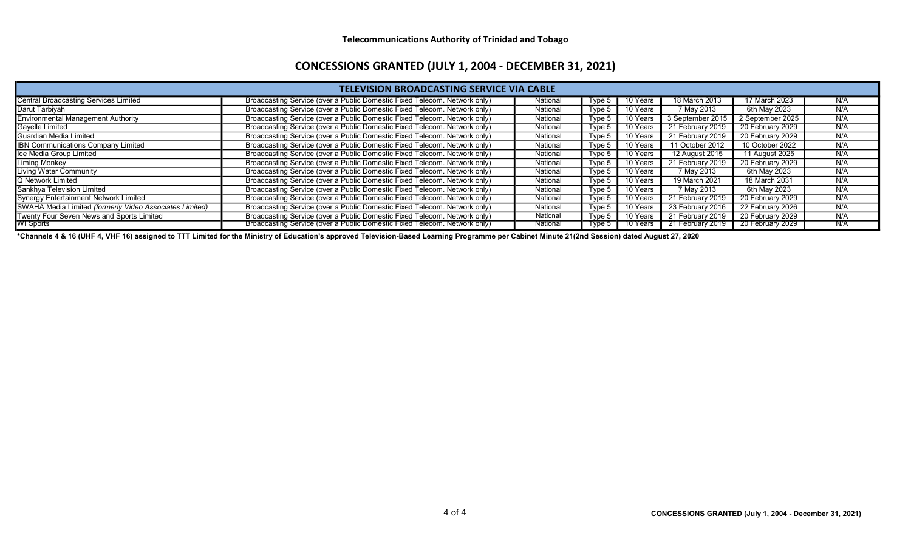**Telecommunications Authority of Trinidad and Tobago**

## CONCESSIONS GRANTED (JULY 1, 2004 - DECEMBER 31, 2021)

| TELEVISION BROADCASTING SERVICE VIA CABLE | | | | | | | |
|---|---|---|---|---|---|---|---|
| Central Broadcasting Services Limited | Broadcasting Service (over a Public Domestic Fixed Telecom. Network only) | National | Type 5 | 10 Years | 18 March 2013 | 17 March 2023 | N/A |
| Darut Tarbiyah | Broadcasting Service (over a Public Domestic Fixed Telecom. Network only) | National | Type 5 | 10 Years | 7 May 2013 | 6th May 2023 | N/A |
| Environmental Management Authority | Broadcasting Service (over a Public Domestic Fixed Telecom. Network only) | National | Type 5 | 10 Years | 3 September 2015 | 2 September 2025 | N/A |
| Gayelle Limited | Broadcasting Service (over a Public Domestic Fixed Telecom. Network only) | National | Type 5 | 10 Years | 21 February 2019 | 20 February 2029 | N/A |
| Guardian Media Limited | Broadcasting Service (over a Public Domestic Fixed Telecom. Network only) | National | Type 5 | 10 Years | 21 February 2019 | 20 February 2029 | N/A |
| IBN Communications Company Limited | Broadcasting Service (over a Public Domestic Fixed Telecom. Network only) | National | Type 5 | 10 Years | 11 October 2012 | 10 October 2022 | N/A |
| Ice Media Group Limited | Broadcasting Service (over a Public Domestic Fixed Telecom. Network only) | National | Type 5 | 10 Years | 12 August 2015 | 11 August 2025 | N/A |
| Liming Monkey | Broadcasting Service (over a Public Domestic Fixed Telecom. Network only) | National | Type 5 | 10 Years | 21 February 2019 | 20 February 2029 | N/A |
| Living Water Community | Broadcasting Service (over a Public Domestic Fixed Telecom. Network only) | National | Type 5 | 10 Years | 7 May 2013 | 6th May 2023 | N/A |
| Q Network Limited | Broadcasting Service (over a Public Domestic Fixed Telecom. Network only) | National | Type 5 | 10 Years | 19 March 2021 | 18 March 2031 | N/A |
| Sankhya Television Limited | Broadcasting Service (over a Public Domestic Fixed Telecom. Network only) | National | Type 5 | 10 Years | 7 May 2013 | 6th May 2023 | N/A |
| Synergy Entertainment Network Limited | Broadcasting Service (over a Public Domestic Fixed Telecom. Network only) | National | Type 5 | 10 Years | 21 February 2019 | 20 February 2029 | N/A |
| SWAHA Media Limited *(formerly Video Associates Limited)* | Broadcasting Service (over a Public Domestic Fixed Telecom. Network only) | National | Type 5 | 10 Years | 23 February 2016 | 22 February 2026 | N/A |
| Twenty Four Seven News and Sports Limited | Broadcasting Service (over a Public Domestic Fixed Telecom. Network only) | National | Type 5 | 10 Years | 21 February 2019 | 20 February 2029 | N/A |
| WI Sports | Broadcasting Service (over a Public Domestic Fixed Telecom. Network only) | National | Type 5 | 10 Years | 21 February 2019 | 20 February 2029 | N/A |

**\*Channels 4 & 16 (UHF 4, VHF 16) assigned to TTT Limited for the Ministry of Education's approved Television-Based Learning Programme per Cabinet Minute 21(2nd Session) dated August 27, 2020**